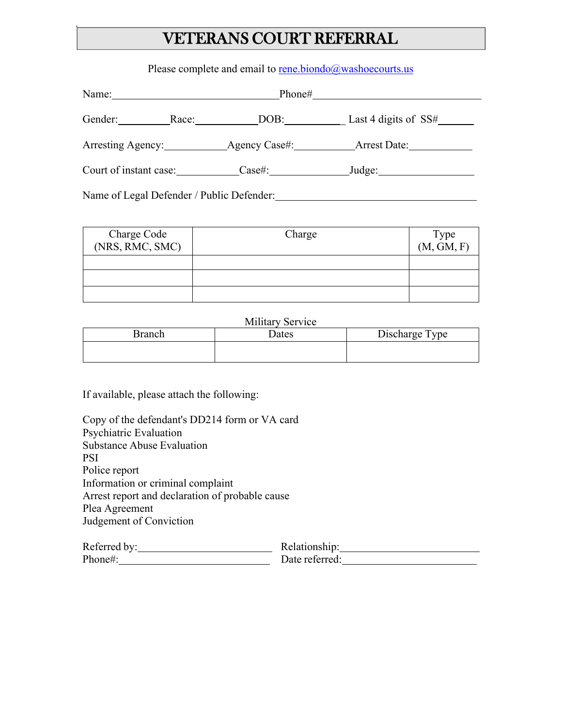# VETERANS COURT REFERRAL

Please complete and email to rene.biondo@washoecourts.us

Name:\_\_\_\_\_\_\_\_\_\_\_\_\_\_\_\_\_\_\_\_\_\_\_\_\_\_\_\_\_\_\_\_Phone#\_\_\_\_\_\_\_\_\_\_\_\_\_\_\_\_\_\_\_\_\_\_\_\_\_\_\_\_\_\_\_\_

Gender:\_\_\_\_\_\_\_\_\_\_Race:\_\_\_\_\_\_\_\_\_\_\_\_DOB:\_\_\_\_\_\_\_\_\_\_\_ Last 4 digits of SS#\_\_\_\_\_\_\_

Arresting Agency:\_\_\_\_\_\_\_\_\_\_\_\_Agency Case#:\_\_\_\_\_\_\_\_\_\_\_\_Arrest Date:\_\_\_\_\_\_\_\_\_\_\_\_

Court of instant case:\_\_\_\_\_\_\_\_\_\_\_\_Case#:\_\_\_\_\_\_\_\_\_\_\_\_\_\_Judge:\_\_\_\_\_\_\_\_\_\_\_\_\_\_\_\_\_\_

Name of Legal Defender / Public Defender:\_\_\_\_\_\_\_\_\_\_\_\_\_\_\_\_\_\_\_\_\_\_\_\_\_\_\_\_\_\_\_\_\_\_\_\_\_\_

| Charge Code (NRS, RMC, SMC) | Charge | Type (M, GM, F) |
|---|---|---|
| | | |
| | | |
| | | |

Military Service

| Branch | Dates | Discharge Type |
|---|---|---|
| | | |

If available, please attach the following:

Copy of the defendant's DD214 form or VA card
Psychiatric Evaluation
Substance Abuse Evaluation
PSI
Police report
Information or criminal complaint
Arrest report and declaration of probable cause
Plea Agreement
Judgement of Conviction

Referred by:\_\_\_\_\_\_\_\_\_\_\_\_\_\_\_\_\_\_\_\_\_\_\_\_\_\_ Relationship:\_\_\_\_\_\_\_\_\_\_\_\_\_\_\_\_\_\_\_\_\_\_\_\_\_\_\_
Phone#:\_\_\_\_\_\_\_\_\_\_\_\_\_\_\_\_\_\_\_\_\_\_\_\_\_\_\_\_\_ Date referred:\_\_\_\_\_\_\_\_\_\_\_\_\_\_\_\_\_\_\_\_\_\_\_\_\_\_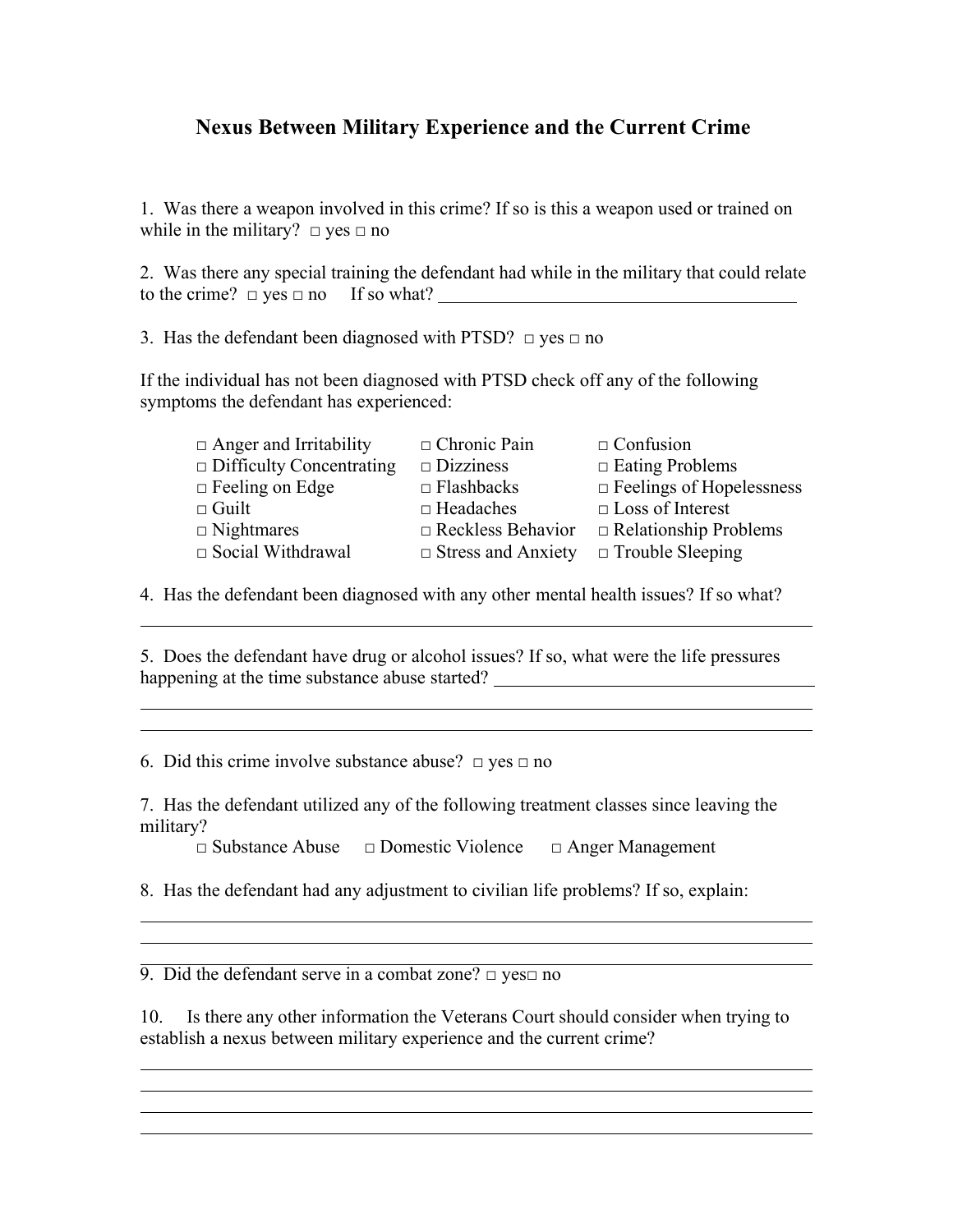# Nexus Between Military Experience and the Current Crime

1. Was there a weapon involved in this crime? If so is this a weapon used or trained on while in the military? □ yes □ no

2. Was there any special training the defendant had while in the military that could relate to the crime? □ yes □ no If so what? ________________________________________

3. Has the defendant been diagnosed with PTSD? □ yes □ no

If the individual has not been diagnosed with PTSD check off any of the following symptoms the defendant has experienced:

| | | |
|---|---|---|
| □ Anger and Irritability | □ Chronic Pain | □ Confusion |
| □ Difficulty Concentrating | □ Dizziness | □ Eating Problems |
| □ Feeling on Edge | □ Flashbacks | □ Feelings of Hopelessness |
| □ Guilt | □ Headaches | □ Loss of Interest |
| □ Nightmares | □ Reckless Behavior | □ Relationship Problems |
| □ Social Withdrawal | □ Stress and Anxiety | □ Trouble Sleeping |

4. Has the defendant been diagnosed with any other mental health issues? If so what?

________________________________________________________________________

5. Does the defendant have drug or alcohol issues? If so, what were the life pressures happening at the time substance abuse started? ____________________________________

________________________________________________________________________

________________________________________________________________________

6. Did this crime involve substance abuse? □ yes □ no

7. Has the defendant utilized any of the following treatment classes since leaving the military?

□ Substance Abuse □ Domestic Violence □ Anger Management

8. Has the defendant had any adjustment to civilian life problems? If so, explain:

________________________________________________________________________

________________________________________________________________________

________________________________________________________________________

9. Did the defendant serve in a combat zone? □ yes□ no

10. Is there any other information the Veterans Court should consider when trying to establish a nexus between military experience and the current crime?

________________________________________________________________________

________________________________________________________________________

________________________________________________________________________

________________________________________________________________________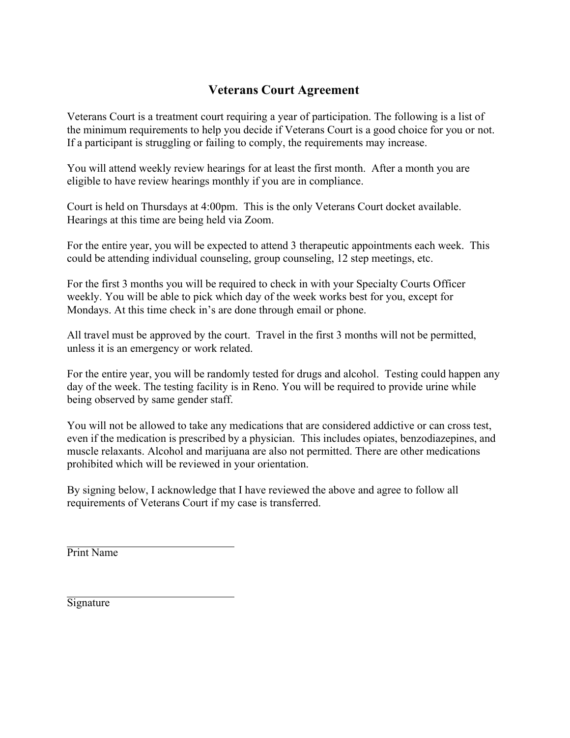# Veterans Court Agreement

Veterans Court is a treatment court requiring a year of participation. The following is a list of the minimum requirements to help you decide if Veterans Court is a good choice for you or not. If a participant is struggling or failing to comply, the requirements may increase.

You will attend weekly review hearings for at least the first month. After a month you are eligible to have review hearings monthly if you are in compliance.

Court is held on Thursdays at 4:00pm. This is the only Veterans Court docket available. Hearings at this time are being held via Zoom.

For the entire year, you will be expected to attend 3 therapeutic appointments each week. This could be attending individual counseling, group counseling, 12 step meetings, etc.

For the first 3 months you will be required to check in with your Specialty Courts Officer weekly. You will be able to pick which day of the week works best for you, except for Mondays. At this time check in's are done through email or phone.

All travel must be approved by the court. Travel in the first 3 months will not be permitted, unless it is an emergency or work related.

For the entire year, you will be randomly tested for drugs and alcohol. Testing could happen any day of the week. The testing facility is in Reno. You will be required to provide urine while being observed by same gender staff.

You will not be allowed to take any medications that are considered addictive or can cross test, even if the medication is prescribed by a physician. This includes opiates, benzodiazepines, and muscle relaxants. Alcohol and marijuana are also not permitted. There are other medications prohibited which will be reviewed in your orientation.

By signing below, I acknowledge that I have reviewed the above and agree to follow all requirements of Veterans Court if my case is transferred.

______________________________
Print Name

______________________________
Signature